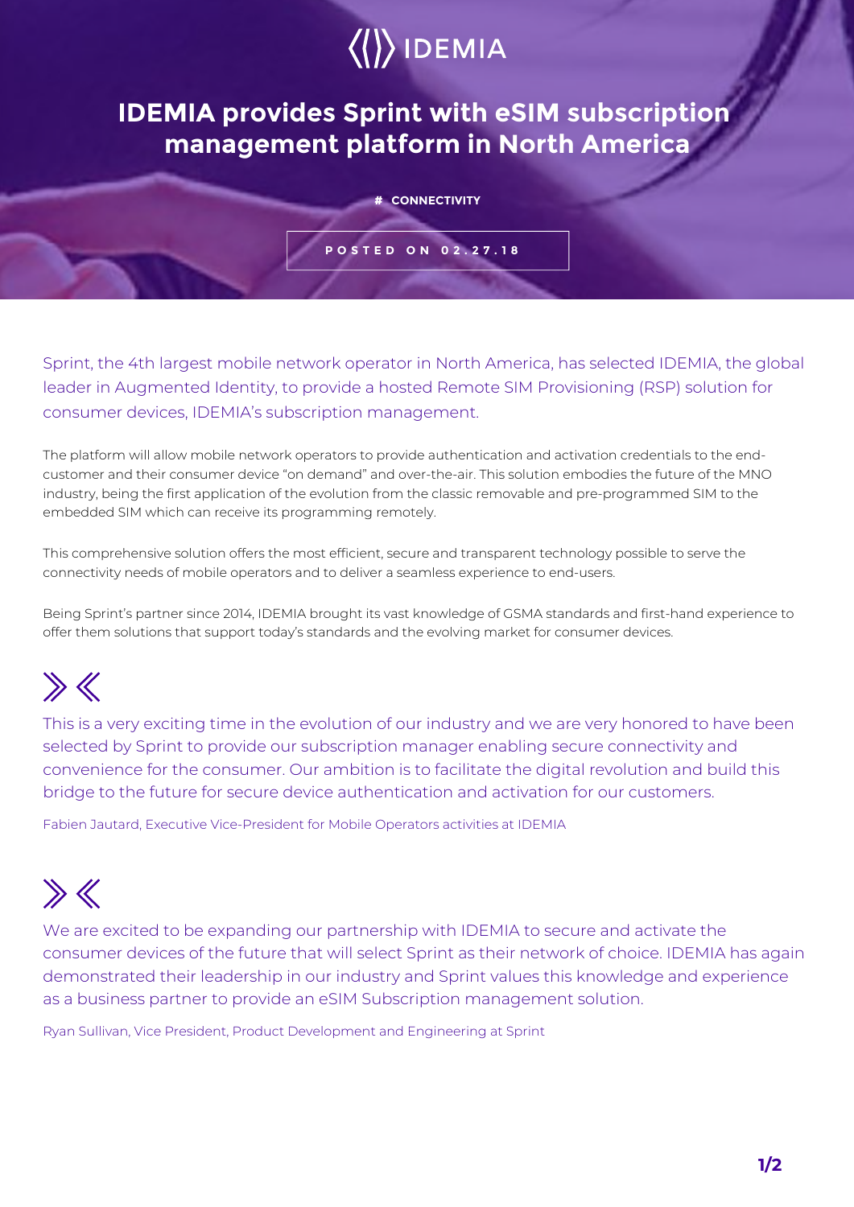IDEMIA

# IDEMIA provides Sprint with eSIM subscription management platform in North America

# CONNECTIVITY

POSTED ON 02.27.18

Sprint, the 4th largest mobile network operator in North America, has selected IDEMIA, the global leader in Augmented Identity, to provide a hosted Remote SIM Provisioning (RSP) solution for consumer devices, IDEMIA's subscription management.

The platform will allow mobile network operators to provide authentication and activation credentials to the end-customer and their consumer device "on demand" and over-the-air. This solution embodies the future of the MNO industry, being the first application of the evolution from the classic removable and pre-programmed SIM to the embedded SIM which can receive its programming remotely.

This comprehensive solution offers the most efficient, secure and transparent technology possible to serve the connectivity needs of mobile operators and to deliver a seamless experience to end-users.

Being Sprint's partner since 2014, IDEMIA brought its vast knowledge of GSMA standards and first-hand experience to offer them solutions that support today's standards and the evolving market for consumer devices.

> This is a very exciting time in the evolution of our industry and we are very honored to have been selected by Sprint to provide our subscription manager enabling secure connectivity and convenience for the consumer. Our ambition is to facilitate the digital revolution and build this bridge to the future for secure device authentication and activation for our customers.

Fabien Jautard, Executive Vice-President for Mobile Operators activities at IDEMIA

> We are excited to be expanding our partnership with IDEMIA to secure and activate the consumer devices of the future that will select Sprint as their network of choice. IDEMIA has again demonstrated their leadership in our industry and Sprint values this knowledge and experience as a business partner to provide an eSIM Subscription management solution.

Ryan Sullivan, Vice President, Product Development and Engineering at Sprint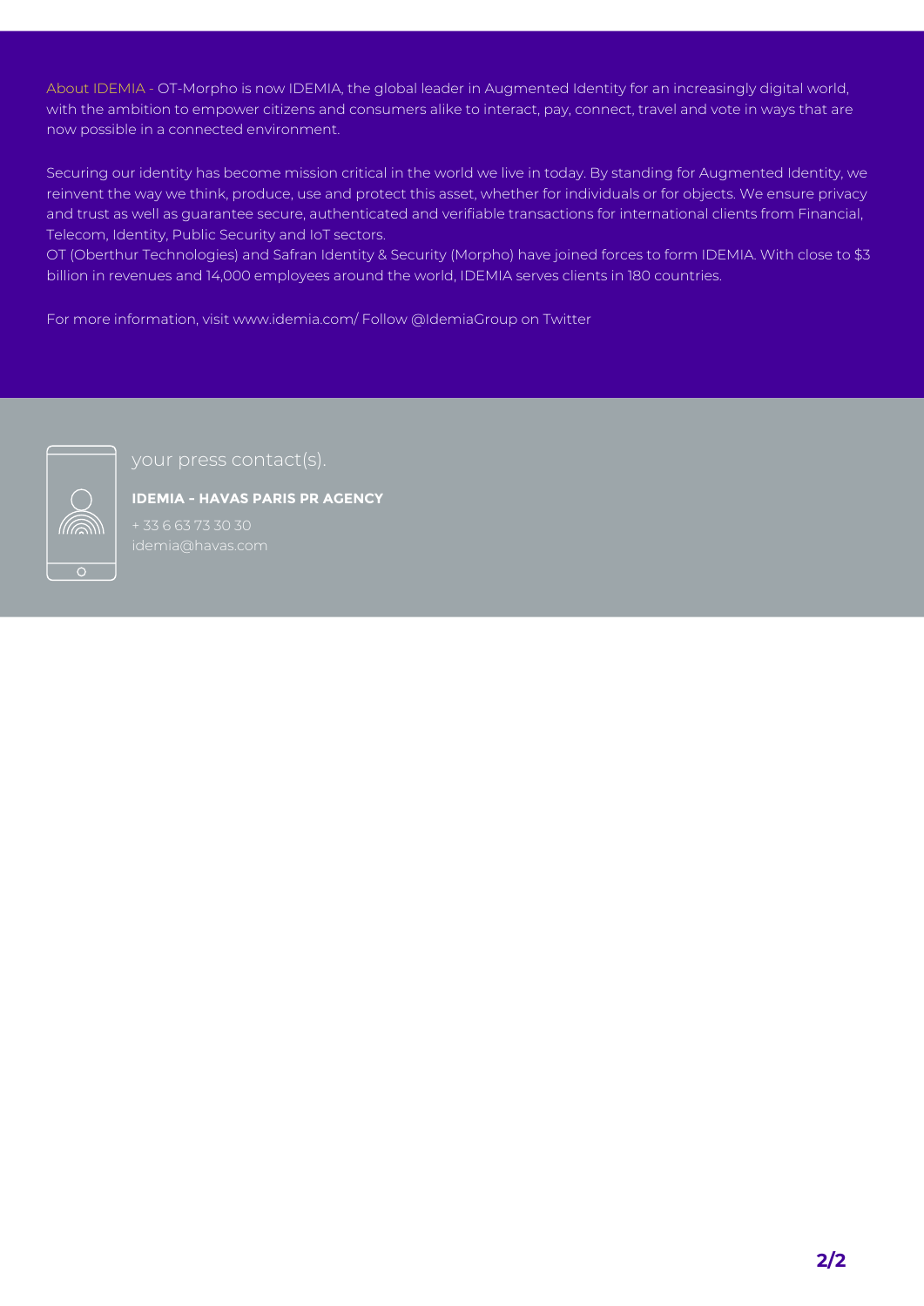About IDEMIA - OT-Morpho is now IDEMIA, the global leader in Augmented Identity for an increasingly digital world, with the ambition to empower citizens and consumers alike to interact, pay, connect, travel and vote in ways that are now possible in a connected environment.

Securing our identity has become mission critical in the world we live in today. By standing for Augmented Identity, we reinvent the way we think, produce, use and protect this asset, whether for individuals or for objects. We ensure privacy and trust as well as guarantee secure, authenticated and verifiable transactions for international clients from Financial, Telecom, Identity, Public Security and IoT sectors.
OT (Oberthur Technologies) and Safran Identity & Security (Morpho) have joined forces to form IDEMIA. With close to $3 billion in revenues and 14,000 employees around the world, IDEMIA serves clients in 180 countries.

For more information, visit www.idemia.com/ Follow @IdemiaGroup on Twitter

your press contact(s).

**IDEMIA - HAVAS PARIS PR AGENCY**

+ 33 6 63 73 30 30
idemia@havas.com